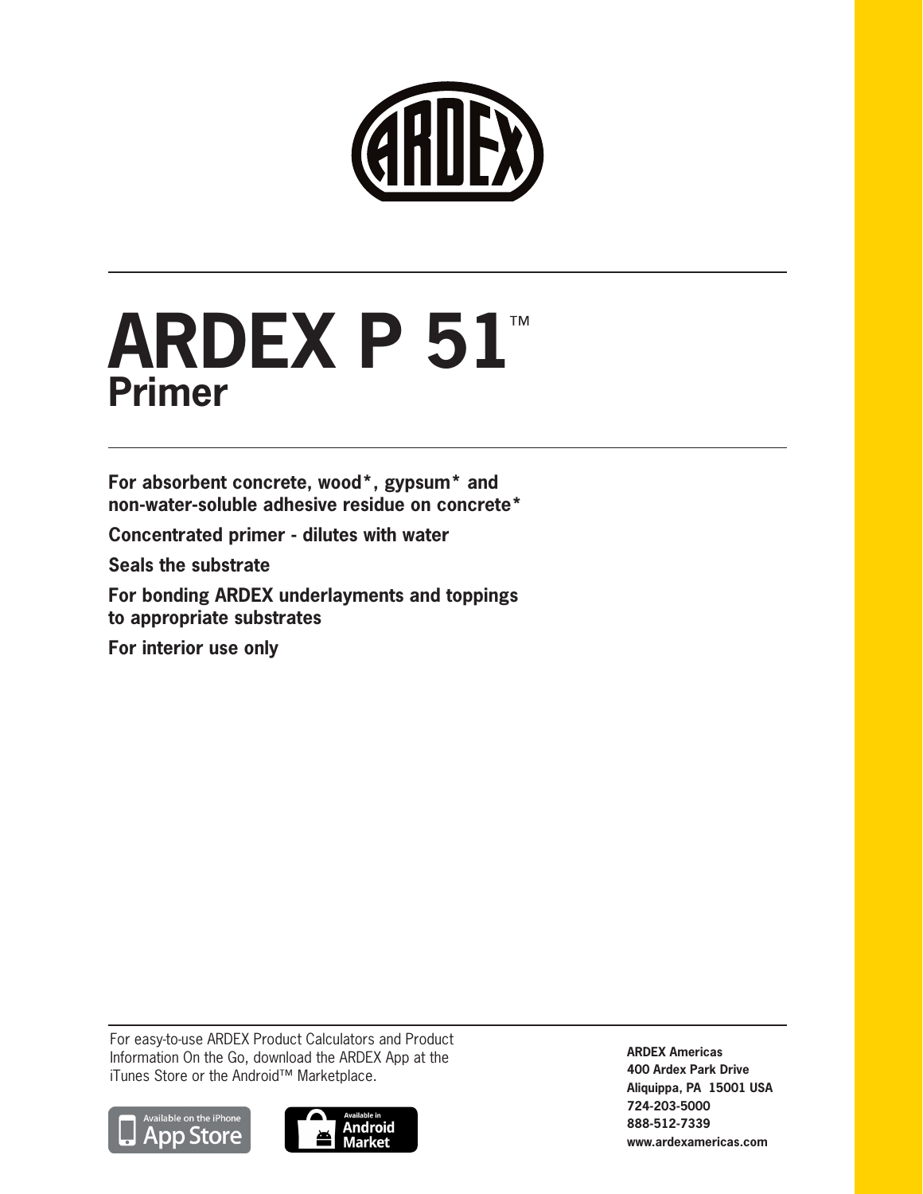# ARDEX P 51™

## Primer

**For absorbent concrete, wood*, gypsum* and non-water-soluble adhesive residue on concrete***

**Concentrated primer - dilutes with water**

**Seals the substrate**

**For bonding ARDEX underlayments and toppings to appropriate substrates**

**For interior use only**

For easy-to-use ARDEX Product Calculators and Product Information On the Go, download the ARDEX App at the iTunes Store or the Android™ Marketplace.

Available on the iPhone App Store

Available in Android Market

**ARDEX Americas**
**400 Ardex Park Drive**
**Aliquippa, PA 15001 USA**
**724-203-5000**
**888-512-7339**
**www.ardexamericas.com**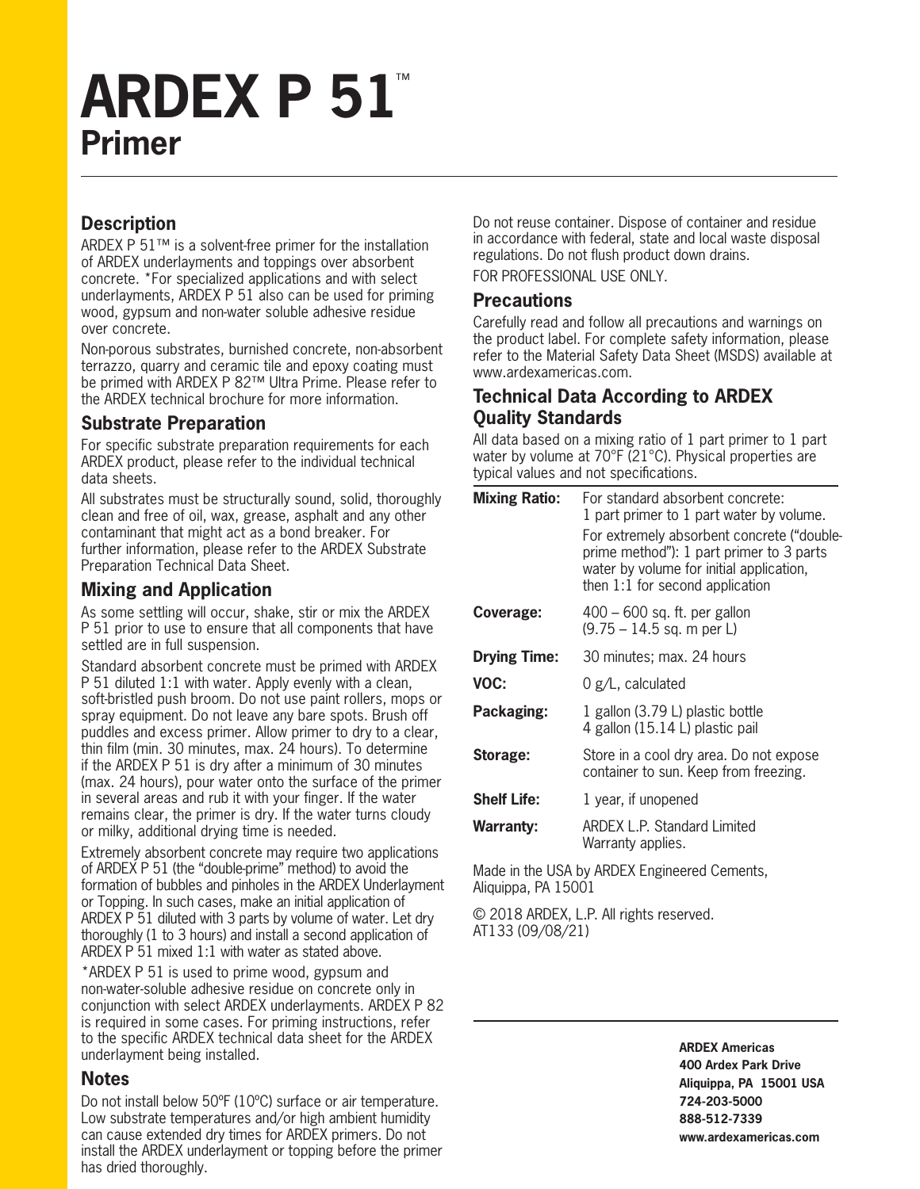# ARDEX P 51™

## Primer

### Description

ARDEX P 51™ is a solvent-free primer for the installation of ARDEX underlayments and toppings over absorbent concrete. *For specialized applications and with select underlayments, ARDEX P 51 also can be used for priming wood, gypsum and non-water soluble adhesive residue over concrete.

Non-porous substrates, burnished concrete, non-absorbent terrazzo, quarry and ceramic tile and epoxy coating must be primed with ARDEX P 82™ Ultra Prime. Please refer to the ARDEX technical brochure for more information.

### Substrate Preparation

For specific substrate preparation requirements for each ARDEX product, please refer to the individual technical data sheets.

All substrates must be structurally sound, solid, thoroughly clean and free of oil, wax, grease, asphalt and any other contaminant that might act as a bond breaker. For further information, please refer to the ARDEX Substrate Preparation Technical Data Sheet.

### Mixing and Application

As some settling will occur, shake, stir or mix the ARDEX P 51 prior to use to ensure that all components that have settled are in full suspension.

Standard absorbent concrete must be primed with ARDEX P 51 diluted 1:1 with water. Apply evenly with a clean, soft-bristled push broom. Do not use paint rollers, mops or spray equipment. Do not leave any bare spots. Brush off puddles and excess primer. Allow primer to dry to a clear, thin film (min. 30 minutes, max. 24 hours). To determine if the ARDEX P 51 is dry after a minimum of 30 minutes (max. 24 hours), pour water onto the surface of the primer in several areas and rub it with your finger. If the water remains clear, the primer is dry. If the water turns cloudy or milky, additional drying time is needed.

Extremely absorbent concrete may require two applications of ARDEX P 51 (the "double-prime" method) to avoid the formation of bubbles and pinholes in the ARDEX Underlayment or Topping. In such cases, make an initial application of ARDEX P 51 diluted with 3 parts by volume of water. Let dry thoroughly (1 to 3 hours) and install a second application of ARDEX P 51 mixed 1:1 with water as stated above.

*ARDEX P 51 is used to prime wood, gypsum and non-water-soluble adhesive residue on concrete only in conjunction with select ARDEX underlayments. ARDEX P 82 is required in some cases. For priming instructions, refer to the specific ARDEX technical data sheet for the ARDEX underlayment being installed.

### Notes

Do not install below 50ºF (10ºC) surface or air temperature. Low substrate temperatures and/or high ambient humidity can cause extended dry times for ARDEX primers. Do not install the ARDEX underlayment or topping before the primer has dried thoroughly.

Do not reuse container. Dispose of container and residue in accordance with federal, state and local waste disposal regulations. Do not flush product down drains.

FOR PROFESSIONAL USE ONLY.

### Precautions

Carefully read and follow all precautions and warnings on the product label. For complete safety information, please refer to the Material Safety Data Sheet (MSDS) available at www.ardexamericas.com.

### Technical Data According to ARDEX Quality Standards

All data based on a mixing ratio of 1 part primer to 1 part water by volume at 70°F (21°C). Physical properties are typical values and not specifications.

| | |
|---|---|
| **Mixing Ratio:** | For standard absorbent concrete: 1 part primer to 1 part water by volume. For extremely absorbent concrete ("double-prime method"): 1 part primer to 3 parts water by volume for initial application, then 1:1 for second application |
| **Coverage:** | 400 – 600 sq. ft. per gallon (9.75 – 14.5 sq. m per L) |
| **Drying Time:** | 30 minutes; max. 24 hours |
| **VOC:** | 0 g/L, calculated |
| **Packaging:** | 1 gallon (3.79 L) plastic bottle<br>4 gallon (15.14 L) plastic pail |
| **Storage:** | Store in a cool dry area. Do not expose container to sun. Keep from freezing. |
| **Shelf Life:** | 1 year, if unopened |
| **Warranty:** | ARDEX L.P. Standard Limited Warranty applies. |

Made in the USA by ARDEX Engineered Cements, Aliquippa, PA 15001

© 2018 ARDEX, L.P. All rights reserved.
AT133 (09/08/21)

**ARDEX Americas**
**400 Ardex Park Drive**
**Aliquippa, PA 15001 USA**
**724-203-5000**
**888-512-7339**
**www.ardexamericas.com**